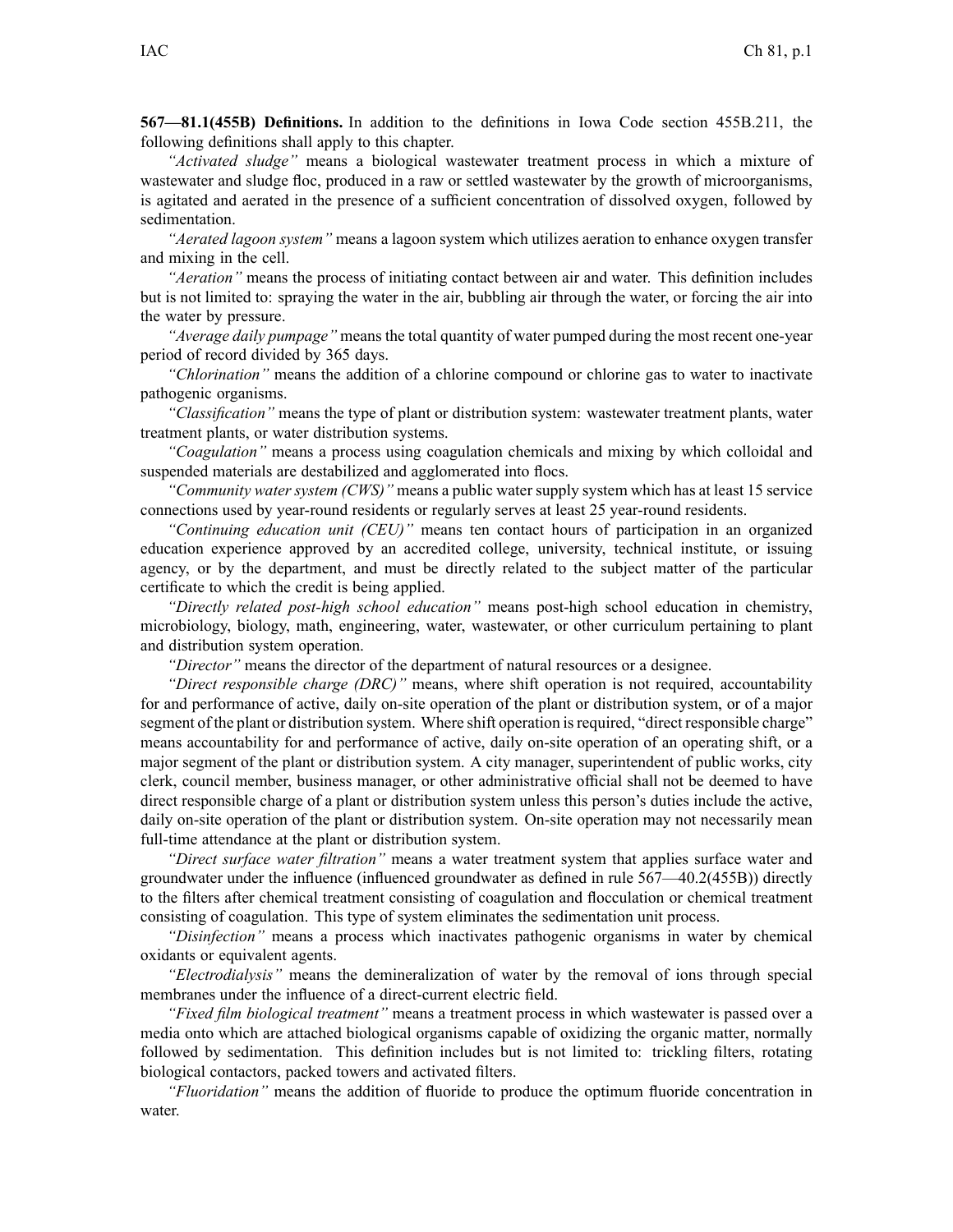**567—81.1(455B) Definitions.** In addition to the definitions in Iowa Code section 455B.211, the following definitions shall apply to this chapter.

*"Activated sludge"* means a biological wastewater treatment process in which a mixture of wastewater and sludge floc, produced in a raw or settled wastewater by the growth of microorganisms, is agitated and aerated in the presence of a sufficient concentration of dissolved oxygen, followed by sedimentation.

*"Aerated lagoon system"* means a lagoon system which utilizes aeration to enhance oxygen transfer and mixing in the cell.

*"Aeration"* means the process of initiating contact between air and water. This definition includes but is not limited to: spraying the water in the air, bubbling air through the water, or forcing the air into the water by pressure.

*"Average daily pumpage"* means the total quantity of water pumped during the most recent one-year period of record divided by 365 days.

*"Chlorination"* means the addition of a chlorine compound or chlorine gas to water to inactivate pathogenic organisms.

*"Classification"* means the type of plant or distribution system: wastewater treatment plants, water treatment plants, or water distribution systems.

*"Coagulation"* means a process using coagulation chemicals and mixing by which colloidal and suspended materials are destabilized and agglomerated into flocs.

*"Community water system (CWS)"* means a public water supply system which has at least 15 service connections used by year-round residents or regularly serves at least 25 year-round residents.

*"Continuing education unit (CEU)"* means ten contact hours of participation in an organized education experience approved by an accredited college, university, technical institute, or issuing agency, or by the department, and must be directly related to the subject matter of the particular certificate to which the credit is being applied.

*"Directly related post-high school education"* means post-high school education in chemistry, microbiology, biology, math, engineering, water, wastewater, or other curriculum pertaining to plant and distribution system operation.

*"Director"* means the director of the department of natural resources or a designee.

*"Direct responsible charge (DRC)"* means, where shift operation is not required, accountability for and performance of active, daily on-site operation of the plant or distribution system, or of a major segment of the plant or distribution system. Where shift operation is required, "direct responsible charge" means accountability for and performance of active, daily on-site operation of an operating shift, or a major segment of the plant or distribution system. A city manager, superintendent of public works, city clerk, council member, business manager, or other administrative official shall not be deemed to have direct responsible charge of a plant or distribution system unless this person's duties include the active, daily on-site operation of the plant or distribution system. On-site operation may not necessarily mean full-time attendance at the plant or distribution system.

*"Direct surface water filtration"* means a water treatment system that applies surface water and groundwater under the influence (influenced groundwater as defined in rule 567—40.2(455B)) directly to the filters after chemical treatment consisting of coagulation and flocculation or chemical treatment consisting of coagulation. This type of system eliminates the sedimentation unit process.

*"Disinfection"* means a process which inactivates pathogenic organisms in water by chemical oxidants or equivalent agents.

*"Electrodialysis"* means the demineralization of water by the removal of ions through special membranes under the influence of a direct-current electric field.

*"Fixed film biological treatment"* means a treatment process in which wastewater is passed over a media onto which are attached biological organisms capable of oxidizing the organic matter, normally followed by sedimentation. This definition includes but is not limited to: trickling filters, rotating biological contactors, packed towers and activated filters.

*"Fluoridation"* means the addition of fluoride to produce the optimum fluoride concentration in water.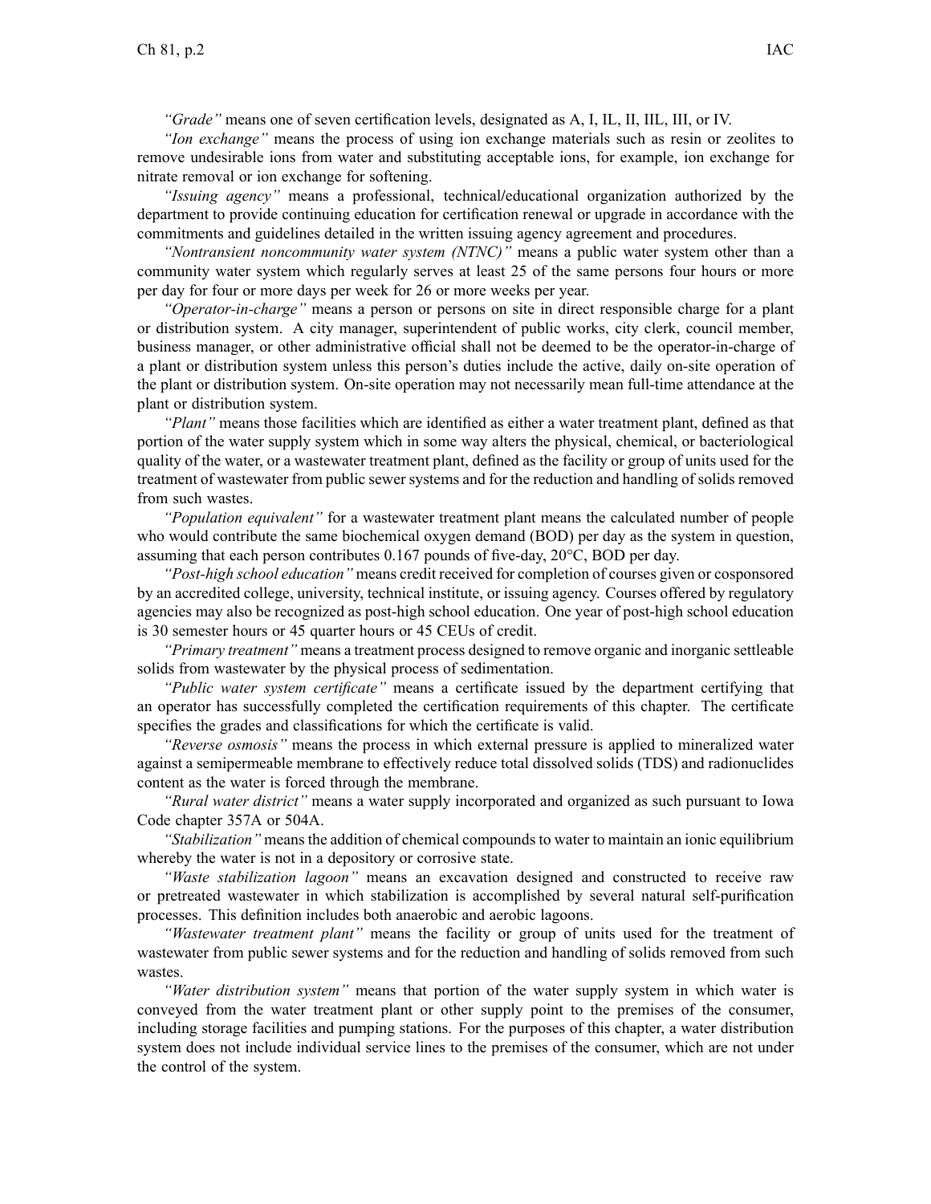*"Grade"* means one of seven certification levels, designated as A, I, IL, II, IIL, III, or IV.

*"Ion exchange"* means the process of using ion exchange materials such as resin or zeolites to remove undesirable ions from water and substituting acceptable ions, for example, ion exchange for nitrate removal or ion exchange for softening.

*"Issuing agency"* means a professional, technical/educational organization authorized by the department to provide continuing education for certification renewal or upgrade in accordance with the commitments and guidelines detailed in the written issuing agency agreement and procedures.

*"Nontransient noncommunity water system (NTNC)"* means a public water system other than a community water system which regularly serves at least 25 of the same persons four hours or more per day for four or more days per week for 26 or more weeks per year.

*"Operator-in-charge"* means a person or persons on site in direct responsible charge for a plant or distribution system. A city manager, superintendent of public works, city clerk, council member, business manager, or other administrative official shall not be deemed to be the operator-in-charge of a plant or distribution system unless this person's duties include the active, daily on-site operation of the plant or distribution system. On-site operation may not necessarily mean full-time attendance at the plant or distribution system.

*"Plant"* means those facilities which are identified as either a water treatment plant, defined as that portion of the water supply system which in some way alters the physical, chemical, or bacteriological quality of the water, or a wastewater treatment plant, defined as the facility or group of units used for the treatment of wastewater from public sewer systems and for the reduction and handling of solids removed from such wastes.

*"Population equivalent"* for a wastewater treatment plant means the calculated number of people who would contribute the same biochemical oxygen demand (BOD) per day as the system in question, assuming that each person contributes 0.167 pounds of five-day, 20°C, BOD per day.

*"Post-high school education"* means credit received for completion of courses given or cosponsored by an accredited college, university, technical institute, or issuing agency. Courses offered by regulatory agencies may also be recognized as post-high school education. One year of post-high school education is 30 semester hours or 45 quarter hours or 45 CEUs of credit.

*"Primary treatment"* means a treatment process designed to remove organic and inorganic settleable solids from wastewater by the physical process of sedimentation.

*"Public water system certificate"* means a certificate issued by the department certifying that an operator has successfully completed the certification requirements of this chapter. The certificate specifies the grades and classifications for which the certificate is valid.

*"Reverse osmosis"* means the process in which external pressure is applied to mineralized water against a semipermeable membrane to effectively reduce total dissolved solids (TDS) and radionuclides content as the water is forced through the membrane.

*"Rural water district"* means a water supply incorporated and organized as such pursuant to Iowa Code chapter 357A or 504A.

*"Stabilization"* means the addition of chemical compounds to water to maintain an ionic equilibrium whereby the water is not in a depository or corrosive state.

*"Waste stabilization lagoon"* means an excavation designed and constructed to receive raw or pretreated wastewater in which stabilization is accomplished by several natural self-purification processes. This definition includes both anaerobic and aerobic lagoons.

*"Wastewater treatment plant"* means the facility or group of units used for the treatment of wastewater from public sewer systems and for the reduction and handling of solids removed from such wastes.

*"Water distribution system"* means that portion of the water supply system in which water is conveyed from the water treatment plant or other supply point to the premises of the consumer, including storage facilities and pumping stations. For the purposes of this chapter, a water distribution system does not include individual service lines to the premises of the consumer, which are not under the control of the system.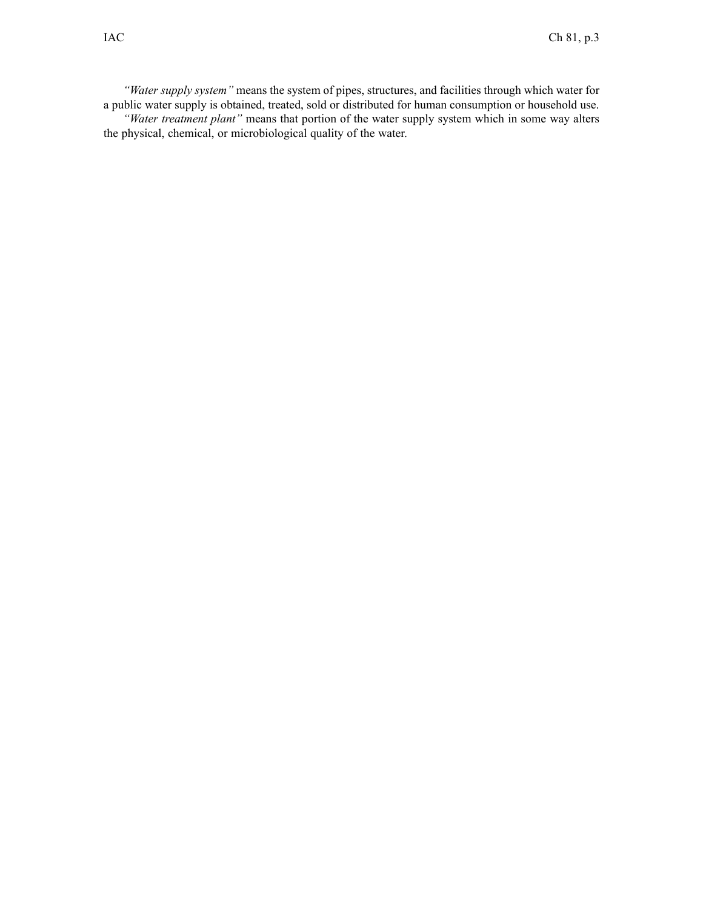*"Water supply system"* means the system of pipes, structures, and facilities through which water for a public water supply is obtained, treated, sold or distributed for human consumption or household use.

*"Water treatment plant"* means that portion of the water supply system which in some way alters the physical, chemical, or microbiological quality of the water.